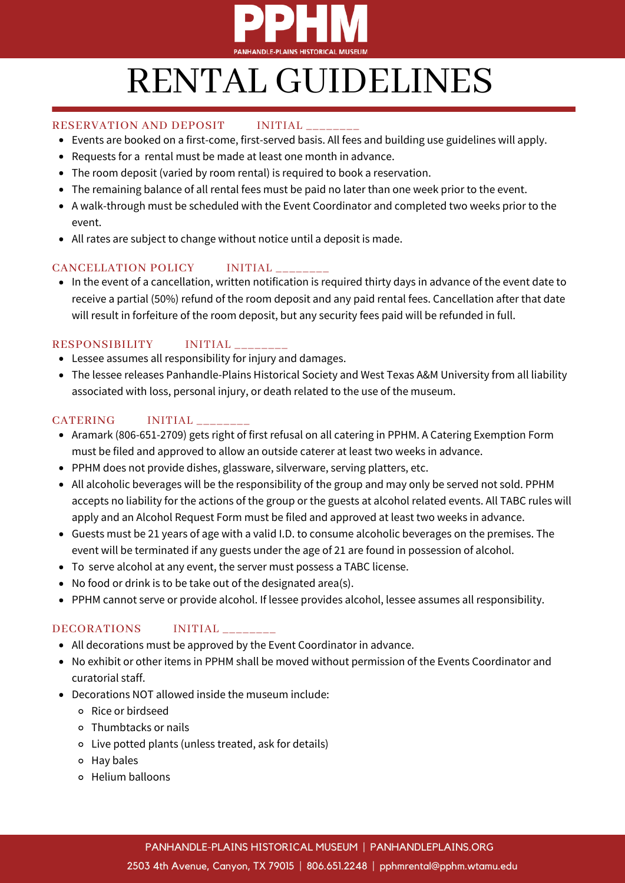# PPHM

PANHANDLE-PLAINS HISTORICAL MUSEUM

# RENTAL GUIDELINES

## RESERVATION AND DEPOSIT INITIAL ________

- Events are booked on a first-come, first-served basis. All fees and building use guidelines will apply.
- Requests for a rental must be made at least one month in advance.
- The room deposit (varied by room rental) is required to book a reservation.
- The remaining balance of all rental fees must be paid no later than one week prior to the event.
- A walk-through must be scheduled with the Event Coordinator and completed two weeks prior to the event.
- All rates are subject to change without notice until a deposit is made.

## CANCELLATION POLICY INITIAL ________

- In the event of a cancellation, written notification is required thirty days in advance of the event date to receive a partial (50%) refund of the room deposit and any paid rental fees. Cancellation after that date will result in forfeiture of the room deposit, but any security fees paid will be refunded in full.

## RESPONSIBILITY INITIAL ________

- Lessee assumes all responsibility for injury and damages.
- The lessee releases Panhandle-Plains Historical Society and West Texas A&M University from all liability associated with loss, personal injury, or death related to the use of the museum.

## CATERING INITIAL ________

- Aramark (806-651-2709) gets right of first refusal on all catering in PPHM. A Catering Exemption Form must be filed and approved to allow an outside caterer at least two weeks in advance.
- PPHM does not provide dishes, glassware, silverware, serving platters, etc.
- All alcoholic beverages will be the responsibility of the group and may only be served not sold. PPHM accepts no liability for the actions of the group or the guests at alcohol related events. All TABC rules will apply and an Alcohol Request Form must be filed and approved at least two weeks in advance.
- Guests must be 21 years of age with a valid I.D. to consume alcoholic beverages on the premises. The event will be terminated if any guests under the age of 21 are found in possession of alcohol.
- To serve alcohol at any event, the server must possess a TABC license.
- No food or drink is to be take out of the designated area(s).
- PPHM cannot serve or provide alcohol. If lessee provides alcohol, lessee assumes all responsibility.

## DECORATIONS INITIAL ________

- All decorations must be approved by the Event Coordinator in advance.
- No exhibit or other items in PPHM shall be moved without permission of the Events Coordinator and curatorial staff.
- Decorations NOT allowed inside the museum include:
  - Rice or birdseed
  - Thumbtacks or nails
  - Live potted plants (unless treated, ask for details)
  - Hay bales
  - Helium balloons

PANHANDLE-PLAINS HISTORICAL MUSEUM | PANHANDLEPLAINS.ORG

2503 4th Avenue, Canyon, TX 79015 | 806.651.2248 | pphmrental@pphm.wtamu.edu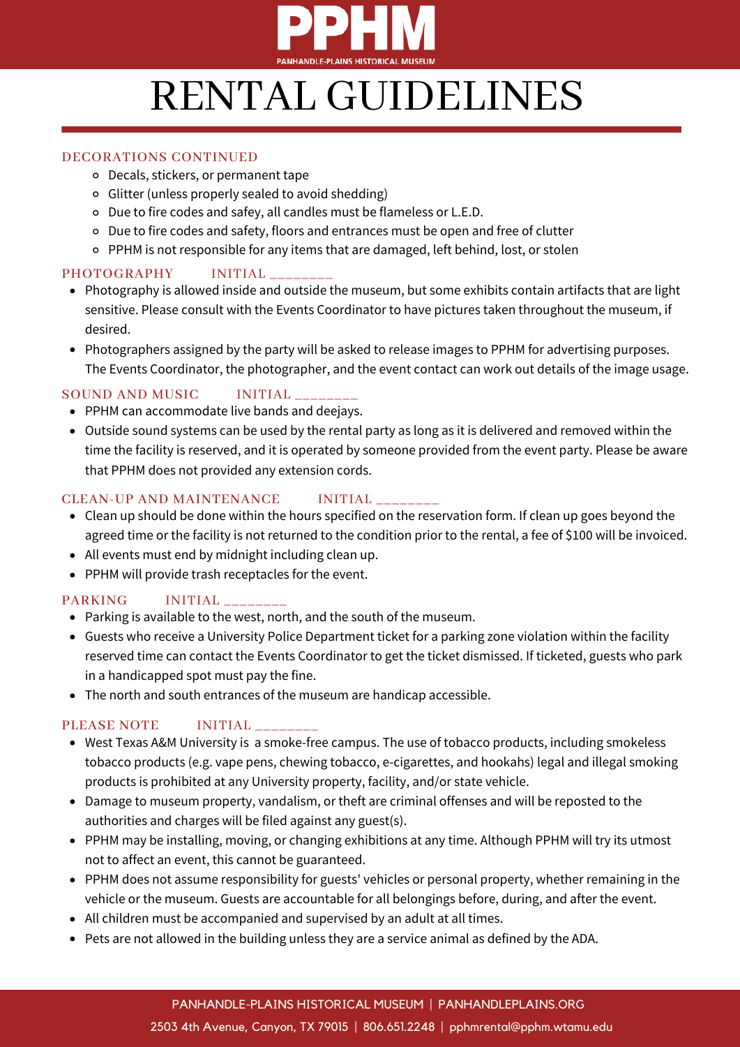# RENTAL GUIDELINES

## DECORATIONS CONTINUED

- Decals, stickers, or permanent tape
- Glitter (unless properly sealed to avoid shedding)
- Due to fire codes and safey, all candles must be flameless or L.E.D.
- Due to fire codes and safety, floors and entrances must be open and free of clutter
- PPHM is not responsible for any items that are damaged, left behind, lost, or stolen

## PHOTOGRAPHY INITIAL ________

- Photography is allowed inside and outside the museum, but some exhibits contain artifacts that are light sensitive. Please consult with the Events Coordinator to have pictures taken throughout the museum, if desired.
- Photographers assigned by the party will be asked to release images to PPHM for advertising purposes. The Events Coordinator, the photographer, and the event contact can work out details of the image usage.

## SOUND AND MUSIC INITIAL ________

- PPHM can accommodate live bands and deejays.
- Outside sound systems can be used by the rental party as long as it is delivered and removed within the time the facility is reserved, and it is operated by someone provided from the event party. Please be aware that PPHM does not provided any extension cords.

## CLEAN-UP AND MAINTENANCE INITIAL ________

- Clean up should be done within the hours specified on the reservation form. If clean up goes beyond the agreed time or the facility is not returned to the condition prior to the rental, a fee of $100 will be invoiced.
- All events must end by midnight including clean up.
- PPHM will provide trash receptacles for the event.

## PARKING INITIAL ________

- Parking is available to the west, north, and the south of the museum.
- Guests who receive a University Police Department ticket for a parking zone violation within the facility reserved time can contact the Events Coordinator to get the ticket dismissed. If ticketed, guests who park in a handicapped spot must pay the fine.
- The north and south entrances of the museum are handicap accessible.

## PLEASE NOTE INITIAL ________

- West Texas A&M University is a smoke-free campus. The use of tobacco products, including smokeless tobacco products (e.g. vape pens, chewing tobacco, e-cigarettes, and hookahs) legal and illegal smoking products is prohibited at any University property, facility, and/or state vehicle.
- Damage to museum property, vandalism, or theft are criminal offenses and will be reposted to the authorities and charges will be filed against any guest(s).
- PPHM may be installing, moving, or changing exhibitions at any time. Although PPHM will try its utmost not to affect an event, this cannot be guaranteed.
- PPHM does not assume responsibility for guests' vehicles or personal property, whether remaining in the vehicle or the museum. Guests are accountable for all belongings before, during, and after the event.
- All children must be accompanied and supervised by an adult at all times.
- Pets are not allowed in the building unless they are a service animal as defined by the ADA.